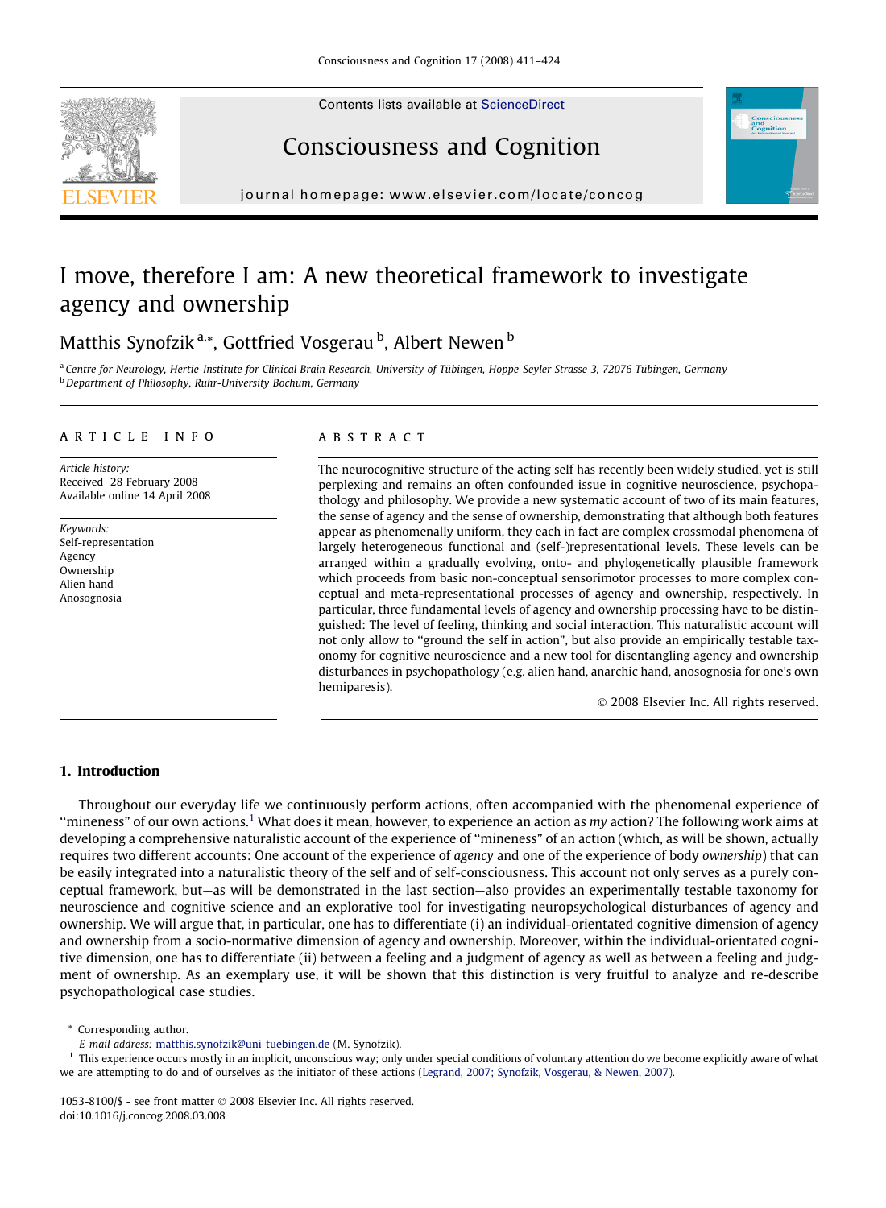# I move, therefore I am: A new theoretical framework to investigate agency and ownership

Matthis Synofzik [a,*], Gottfried Vosgerau [b], Albert Newen [b]

[a] Centre for Neurology, Hertie-Institute for Clinical Brain Research, University of Tübingen, Hoppe-Seyler Strasse 3, 72076 Tübingen, Germany
[b] Department of Philosophy, Ruhr-University Bochum, Germany

## ARTICLE INFO

*Article history:*
Received 28 February 2008
Available online 14 April 2008

*Keywords:*
Self-representation
Agency
Ownership
Alien hand
Anosognosia

## ABSTRACT

The neurocognitive structure of the acting self has recently been widely studied, yet is still perplexing and remains an often confounded issue in cognitive neuroscience, psychopathology and philosophy. We provide a new systematic account of two of its main features, the sense of agency and the sense of ownership, demonstrating that although both features appear as phenomenally uniform, they each in fact are complex crossmodal phenomena of largely heterogeneous functional and (self-)representational levels. These levels can be arranged within a gradually evolving, onto- and phylogenetically plausible framework which proceeds from basic non-conceptual sensorimotor processes to more complex conceptual and meta-representational processes of agency and ownership, respectively. In particular, three fundamental levels of agency and ownership processing have to be distinguished: The level of feeling, thinking and social interaction. This naturalistic account will not only allow to "ground the self in action", but also provide an empirically testable taxonomy for cognitive neuroscience and a new tool for disentangling agency and ownership disturbances in psychopathology (e.g. alien hand, anarchic hand, anosognosia for one's own hemiparesis).

© 2008 Elsevier Inc. All rights reserved.

## 1. Introduction

Throughout our everyday life we continuously perform actions, often accompanied with the phenomenal experience of "mineness" of our own actions.[1] What does it mean, however, to experience an action as *my* action? The following work aims at developing a comprehensive naturalistic account of the experience of "mineness" of an action (which, as will be shown, actually requires two different accounts: One account of the experience of *agency* and one of the experience of body *ownership*) that can be easily integrated into a naturalistic theory of the self and of self-consciousness. This account not only serves as a purely conceptual framework, but—as will be demonstrated in the last section—also provides an experimentally testable taxonomy for neuroscience and cognitive science and an explorative tool for investigating neuropsychological disturbances of agency and ownership. We will argue that, in particular, one has to differentiate (i) an individual-orientated cognitive dimension of agency and ownership from a socio-normative dimension of agency and ownership. Moreover, within the individual-orientated cognitive dimension, one has to differentiate (ii) between a feeling and a judgment of agency as well as between a feeling and judgment of ownership. As an exemplary use, it will be shown that this distinction is very fruitful to analyze and re-describe psychopathological case studies.

\* Corresponding author.
*E-mail address:* matthis.synofzik@uni-tuebingen.de (M. Synofzik).

[1] This experience occurs mostly in an implicit, unconscious way; only under special conditions of voluntary attention do we become explicitly aware of what we are attempting to do and of ourselves as the initiator of these actions (Legrand, 2007; Synofzik, Vosgerau, & Newen, 2007).

1053-8100/$ - see front matter © 2008 Elsevier Inc. All rights reserved.
doi:10.1016/j.concog.2008.03.008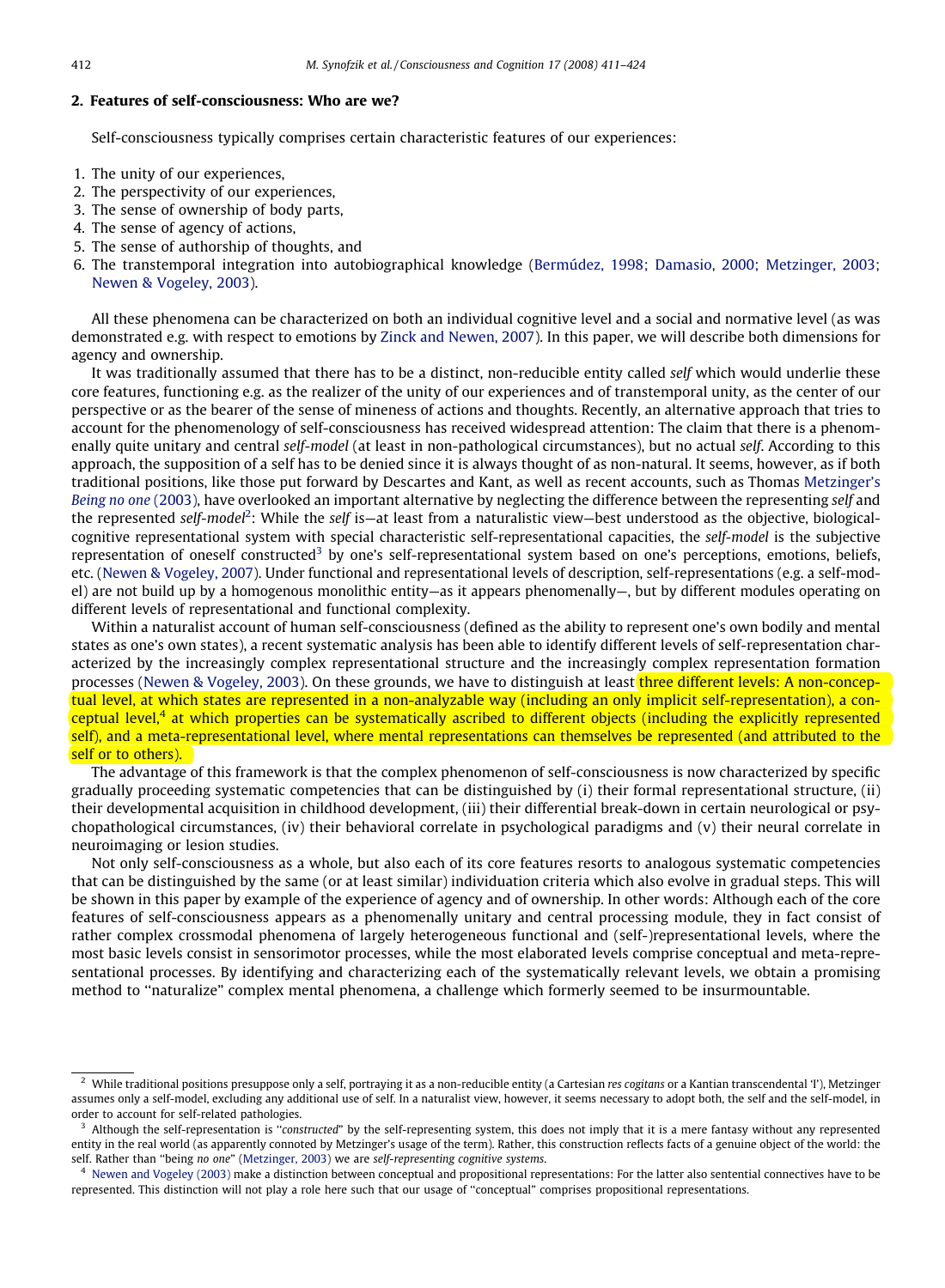## 2. Features of self-consciousness: Who are we?

Self-consciousness typically comprises certain characteristic features of our experiences:

1. The unity of our experiences,
2. The perspectivity of our experiences,
3. The sense of ownership of body parts,
4. The sense of agency of actions,
5. The sense of authorship of thoughts, and
6. The transtemporal integration into autobiographical knowledge (Bermúdez, 1998; Damasio, 2000; Metzinger, 2003; Newen & Vogeley, 2003).

All these phenomena can be characterized on both an individual cognitive level and a social and normative level (as was demonstrated e.g. with respect to emotions by Zinck and Newen, 2007). In this paper, we will describe both dimensions for agency and ownership.

It was traditionally assumed that there has to be a distinct, non-reducible entity called *self* which would underlie these core features, functioning e.g. as the realizer of the unity of our experiences and of transtemporal unity, as the center of our perspective or as the bearer of the sense of mineness of actions and thoughts. Recently, an alternative approach that tries to account for the phenomenology of self-consciousness has received widespread attention: The claim that there is a phenomenally quite unitary and central *self-model* (at least in non-pathological circumstances), but no actual *self*. According to this approach, the supposition of a self has to be denied since it is always thought of as non-natural. It seems, however, as if both traditional positions, like those put forward by Descartes and Kant, as well as recent accounts, such as Thomas Metzinger's *Being no one* (2003), have overlooked an important alternative by neglecting the difference between the representing *self* and the represented *self-model*[2]: While the *self* is—at least from a naturalistic view—best understood as the objective, biological-cognitive representational system with special characteristic self-representational capacities, the *self-model* is the subjective representation of oneself constructed[3] by one's self-representational system based on one's perceptions, emotions, beliefs, etc. (Newen & Vogeley, 2007). Under functional and representational levels of description, self-representations (e.g. a self-model) are not build up by a homogenous monolithic entity—as it appears phenomenally—, but by different modules operating on different levels of representational and functional complexity.

Within a naturalist account of human self-consciousness (defined as the ability to represent one's own bodily and mental states as one's own states), a recent systematic analysis has been able to identify different levels of self-representation characterized by the increasingly complex representational structure and the increasingly complex representation formation processes (Newen & Vogeley, 2003). On these grounds, we have to distinguish at least three different levels: A non-conceptual level, at which states are represented in a non-analyzable way (including an only implicit self-representation), a conceptual level,[4] at which properties can be systematically ascribed to different objects (including the explicitly represented self), and a meta-representational level, where mental representations can themselves be represented (and attributed to the self or to others).

The advantage of this framework is that the complex phenomenon of self-consciousness is now characterized by specific gradually proceeding systematic competencies that can be distinguished by (i) their formal representational structure, (ii) their developmental acquisition in childhood development, (iii) their differential break-down in certain neurological or psychopathological circumstances, (iv) their behavioral correlate in psychological paradigms and (v) their neural correlate in neuroimaging or lesion studies.

Not only self-consciousness as a whole, but also each of its core features resorts to analogous systematic competencies that can be distinguished by the same (or at least similar) individuation criteria which also evolve in gradual steps. This will be shown in this paper by example of the experience of agency and of ownership. In other words: Although each of the core features of self-consciousness appears as a phenomenally unitary and central processing module, they in fact consist of rather complex crossmodal phenomena of largely heterogeneous functional and (self-)representational levels, where the most basic levels consist in sensorimotor processes, while the most elaborated levels comprise conceptual and meta-representational processes. By identifying and characterizing each of the systematically relevant levels, we obtain a promising method to "naturalize" complex mental phenomena, a challenge which formerly seemed to be insurmountable.

---

[2] While traditional positions presuppose only a self, portraying it as a non-reducible entity (a Cartesian *res cogitans* or a Kantian transcendental 'I'), Metzinger assumes only a self-model, excluding any additional use of self. In a naturalist view, however, it seems necessary to adopt both, the self and the self-model, in order to account for self-related pathologies.

[3] Although the self-representation is "*constructed*" by the self-representing system, this does not imply that it is a mere fantasy without any represented entity in the real world (as apparently connoted by Metzinger's usage of the term). Rather, this construction reflects facts of a genuine object of the world: the self. Rather than "being *no one*" (Metzinger, 2003) we are *self-representing cognitive systems*.

[4] Newen and Vogeley (2003) make a distinction between conceptual and propositional representations: For the latter also sentential connectives have to be represented. This distinction will not play a role here such that our usage of "conceptual" comprises propositional representations.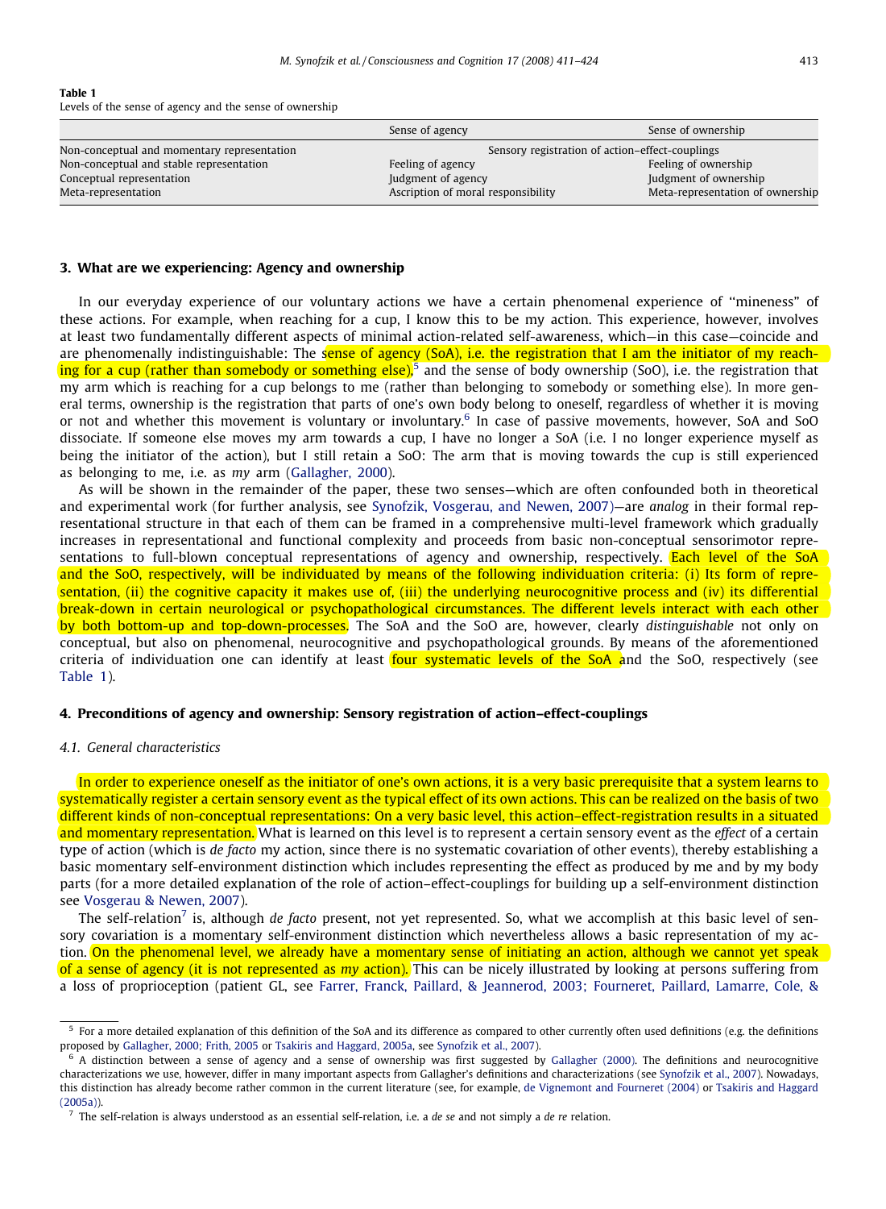**Table 1**
Levels of the sense of agency and the sense of ownership

| | Sense of agency | Sense of ownership |
|---|---|---|
| Non-conceptual and momentary representation | Sensory registration of action–effect-couplings | |
| Non-conceptual and stable representation | Feeling of agency | Feeling of ownership |
| Conceptual representation | Judgment of agency | Judgment of ownership |
| Meta-representation | Ascription of moral responsibility | Meta-representation of ownership |

## 3. What are we experiencing: Agency and ownership

In our everyday experience of our voluntary actions we have a certain phenomenal experience of ''mineness'' of these actions. For example, when reaching for a cup, I know this to be my action. This experience, however, involves at least two fundamentally different aspects of minimal action-related self-awareness, which—in this case—coincide and are phenomenally indistinguishable: The sense of agency (SoA), i.e. the registration that I am the initiator of my reaching for a cup (rather than somebody or something else),[5] and the sense of body ownership (SoO), i.e. the registration that my arm which is reaching for a cup belongs to me (rather than belonging to somebody or something else). In more general terms, ownership is the registration that parts of one's own body belong to oneself, regardless of whether it is moving or not and whether this movement is voluntary or involuntary.[6] In case of passive movements, however, SoA and SoO dissociate. If someone else moves my arm towards a cup, I have no longer a SoA (i.e. I no longer experience myself as being the initiator of the action), but I still retain a SoO: The arm that is moving towards the cup is still experienced as belonging to me, i.e. as *my* arm (Gallagher, 2000).

As will be shown in the remainder of the paper, these two senses—which are often confounded both in theoretical and experimental work (for further analysis, see Synofzik, Vosgerau, and Newen, 2007)—are *analog* in their formal representational structure in that each of them can be framed in a comprehensive multi-level framework which gradually increases in representational and functional complexity and proceeds from basic non-conceptual sensorimotor representations to full-blown conceptual representations of agency and ownership, respectively. Each level of the SoA and the SoO, respectively, will be individuated by means of the following individuation criteria: (i) Its form of representation, (ii) the cognitive capacity it makes use of, (iii) the underlying neurocognitive process and (iv) its differential break-down in certain neurological or psychopathological circumstances. The different levels interact with each other by both bottom-up and top-down-processes. The SoA and the SoO are, however, clearly *distinguishable* not only on conceptual, but also on phenomenal, neurocognitive and psychopathological grounds. By means of the aforementioned criteria of individuation one can identify at least four systematic levels of the SoA and the SoO, respectively (see Table 1).

## 4. Preconditions of agency and ownership: Sensory registration of action–effect-couplings

### *4.1. General characteristics*

In order to experience oneself as the initiator of one's own actions, it is a very basic prerequisite that a system learns to systematically register a certain sensory event as the typical effect of its own actions. This can be realized on the basis of two different kinds of non-conceptual representations: On a very basic level, this action–effect-registration results in a situated and momentary representation. What is learned on this level is to represent a certain sensory event as the *effect* of a certain type of action (which is *de facto* my action, since there is no systematic covariation of other events), thereby establishing a basic momentary self-environment distinction which includes representing the effect as produced by me and by my body parts (for a more detailed explanation of the role of action–effect-couplings for building up a self-environment distinction see Vosgerau & Newen, 2007).

The self-relation[7] is, although *de facto* present, not yet represented. So, what we accomplish at this basic level of sensory covariation is a momentary self-environment distinction which nevertheless allows a basic representation of my action. On the phenomenal level, we already have a momentary sense of initiating an action, although we cannot yet speak of a sense of agency (it is not represented as *my* action). This can be nicely illustrated by looking at persons suffering from a loss of proprioception (patient GL, see Farrer, Franck, Paillard, & Jeannerod, 2003; Fourneret, Paillard, Lamarre, Cole, &

---

[5] For a more detailed explanation of this definition of the SoA and its difference as compared to other currently often used definitions (e.g. the definitions proposed by Gallagher, 2000; Frith, 2005 or Tsakiris and Haggard, 2005a, see Synofzik et al., 2007).

[6] A distinction between a sense of agency and a sense of ownership was first suggested by Gallagher (2000). The definitions and neurocognitive characterizations we use, however, differ in many important aspects from Gallagher's definitions and characterizations (see Synofzik et al., 2007). Nowadays, this distinction has already become rather common in the current literature (see, for example, de Vignemont and Fourneret (2004) or Tsakiris and Haggard (2005a)).

[7] The self-relation is always understood as an essential self-relation, i.e. a *de se* and not simply a *de re* relation.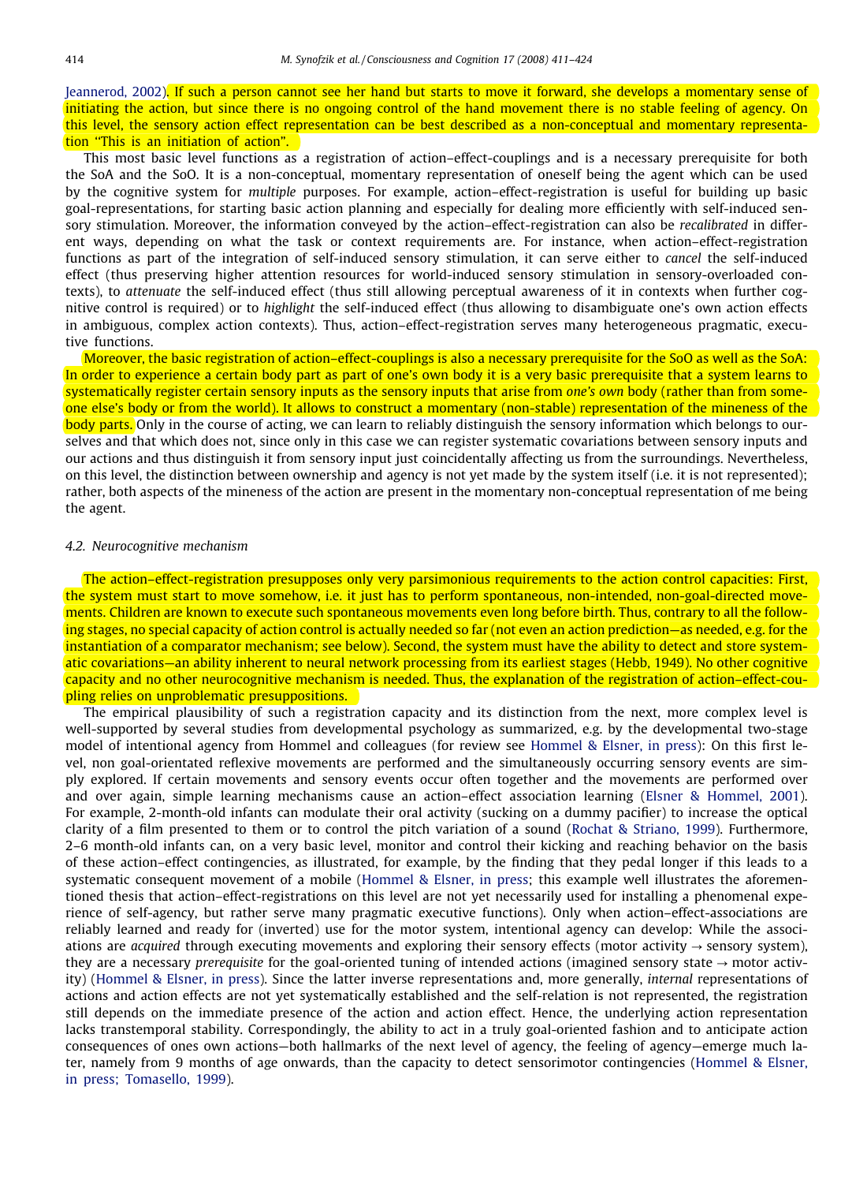Jeannerod, 2002). If such a person cannot see her hand but starts to move it forward, she develops a momentary sense of initiating the action, but since there is no ongoing control of the hand movement there is no stable feeling of agency. On this level, the sensory action effect representation can be best described as a non-conceptual and momentary representation "This is an initiation of action".

This most basic level functions as a registration of action–effect-couplings and is a necessary prerequisite for both the SoA and the SoO. It is a non-conceptual, momentary representation of oneself being the agent which can be used by the cognitive system for *multiple* purposes. For example, action–effect-registration is useful for building up basic goal-representations, for starting basic action planning and especially for dealing more efficiently with self-induced sensory stimulation. Moreover, the information conveyed by the action–effect-registration can also be *recalibrated* in different ways, depending on what the task or context requirements are. For instance, when action–effect-registration functions as part of the integration of self-induced sensory stimulation, it can serve either to *cancel* the self-induced effect (thus preserving higher attention resources for world-induced sensory stimulation in sensory-overloaded contexts), to *attenuate* the self-induced effect (thus still allowing perceptual awareness of it in contexts when further cognitive control is required) or to *highlight* the self-induced effect (thus allowing to disambiguate one's own action effects in ambiguous, complex action contexts). Thus, action–effect-registration serves many heterogeneous pragmatic, executive functions.

Moreover, the basic registration of action–effect-couplings is also a necessary prerequisite for the SoO as well as the SoA: In order to experience a certain body part as part of one's own body it is a very basic prerequisite that a system learns to systematically register certain sensory inputs as the sensory inputs that arise from *one's own* body (rather than from someone else's body or from the world). It allows to construct a momentary (non-stable) representation of the mineness of the body parts. Only in the course of acting, we can learn to reliably distinguish the sensory information which belongs to ourselves and that which does not, since only in this case we can register systematic covariations between sensory inputs and our actions and thus distinguish it from sensory input just coincidentally affecting us from the surroundings. Nevertheless, on this level, the distinction between ownership and agency is not yet made by the system itself (i.e. it is not represented); rather, both aspects of the mineness of the action are present in the momentary non-conceptual representation of me being the agent.

### 4.2. Neurocognitive mechanism

The action–effect-registration presupposes only very parsimonious requirements to the action control capacities: First, the system must start to move somehow, i.e. it just has to perform spontaneous, non-intended, non-goal-directed movements. Children are known to execute such spontaneous movements even long before birth. Thus, contrary to all the following stages, no special capacity of action control is actually needed so far (not even an action prediction—as needed, e.g. for the instantiation of a comparator mechanism; see below). Second, the system must have the ability to detect and store systematic covariations—an ability inherent to neural network processing from its earliest stages (Hebb, 1949). No other cognitive capacity and no other neurocognitive mechanism is needed. Thus, the explanation of the registration of action–effect-coupling relies on unproblematic presuppositions.

The empirical plausibility of such a registration capacity and its distinction from the next, more complex level is well-supported by several studies from developmental psychology as summarized, e.g. by the developmental two-stage model of intentional agency from Hommel and colleagues (for review see Hommel & Elsner, in press): On this first level, non goal-orientated reflexive movements are performed and the simultaneously occurring sensory events are simply explored. If certain movements and sensory events occur often together and the movements are performed over and over again, simple learning mechanisms cause an action–effect association learning (Elsner & Hommel, 2001). For example, 2-month-old infants can modulate their oral activity (sucking on a dummy pacifier) to increase the optical clarity of a film presented to them or to control the pitch variation of a sound (Rochat & Striano, 1999). Furthermore, 2–6 month-old infants can, on a very basic level, monitor and control their kicking and reaching behavior on the basis of these action–effect contingencies, as illustrated, for example, by the finding that they pedal longer if this leads to a systematic consequent movement of a mobile (Hommel & Elsner, in press; this example well illustrates the aforementioned thesis that action–effect-registrations on this level are not yet necessarily used for installing a phenomenal experience of self-agency, but rather serve many pragmatic executive functions). Only when action–effect associations are reliably learned and ready for (inverted) use for the motor system, intentional agency can develop: While the associations are *acquired* through executing movements and exploring their sensory effects (motor activity → sensory system), they are a necessary *prerequisite* for the goal-oriented tuning of intended actions (imagined sensory state → motor activity) (Hommel & Elsner, in press). Since the latter inverse representations and, more generally, *internal* representations of actions and action effects are not yet systematically established and the self-relation is not represented, the registration still depends on the immediate presence of the action and action effect. Hence, the underlying action representation lacks transtemporal stability. Correspondingly, the ability to act in a truly goal-oriented fashion and to anticipate action consequences of ones own actions—both hallmarks of the next level of agency, the feeling of agency—emerge much later, namely from 9 months of age onwards, than the capacity to detect sensorimotor contingencies (Hommel & Elsner, in press; Tomasello, 1999).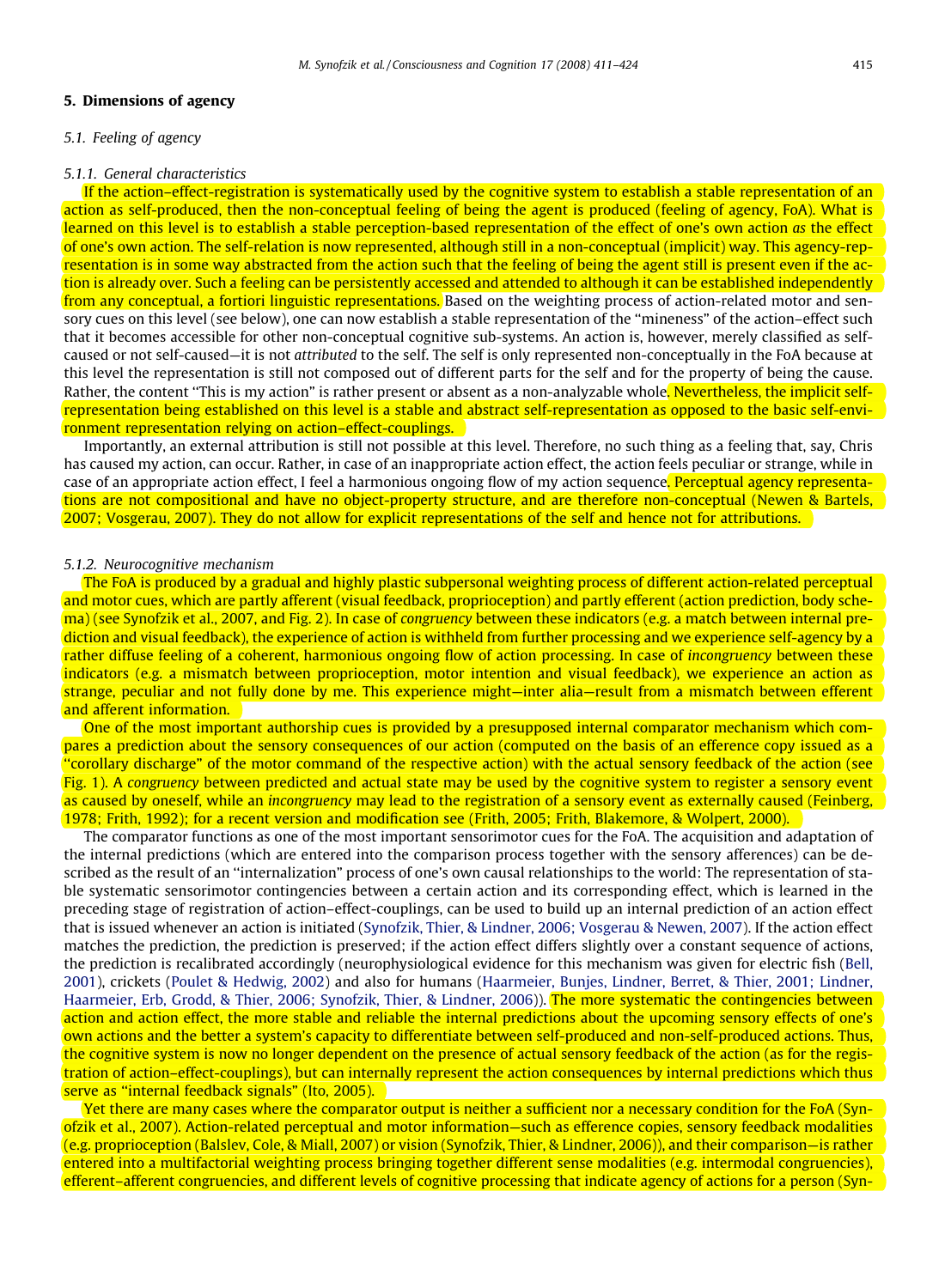## 5. Dimensions of agency

### 5.1. Feeling of agency

#### 5.1.1. General characteristics

If the action–effect-registration is systematically used by the cognitive system to establish a stable representation of an action as self-produced, then the non-conceptual feeling of being the agent is produced (feeling of agency, FoA). What is learned on this level is to establish a stable perception-based representation of the effect of one's own action *as* the effect of one's own action. The self-relation is now represented, although still in a non-conceptual (implicit) way. This agency-representation is in some way abstracted from the action such that the feeling of being the agent still is present even if the action is already over. Such a feeling can be persistently accessed and attended to although it can be established independently from any conceptual, a fortiori linguistic representations. Based on the weighting process of action-related motor and sensory cues on this level (see below), one can now establish a stable representation of the "mineness" of the action–effect such that it becomes accessible for other non-conceptual cognitive sub-systems. An action is, however, merely classified as self-caused or not self-caused—it is not *attributed* to the self. The self is only represented non-conceptually in the FoA because at this level the representation is still not composed out of different parts for the self and for the property of being the cause. Rather, the content "This is my action" is rather present or absent as a non-analyzable whole. Nevertheless, the implicit self-representation being established on this level is a stable and abstract self-representation as opposed to the basic self-environment representation relying on action–effect-couplings.

Importantly, an external attribution is still not possible at this level. Therefore, no such thing as a feeling that, say, Chris has caused my action, can occur. Rather, in case of an inappropriate action effect, the action feels peculiar or strange, while in case of an appropriate action effect, I feel a harmonious ongoing flow of my action sequence. Perceptual agency representations are not compositional and have no object-property structure, and are therefore non-conceptual (Newen & Bartels, 2007; Vosgerau, 2007). They do not allow for explicit representations of the self and hence not for attributions.

#### 5.1.2. Neurocognitive mechanism

The FoA is produced by a gradual and highly plastic subpersonal weighting process of different action-related perceptual and motor cues, which are partly afferent (visual feedback, proprioception) and partly efferent (action prediction, body schema) (see Synofzik et al., 2007, and Fig. 2). In case of *congruency* between these indicators (e.g. a match between internal prediction and visual feedback), the experience of action is withheld from further processing and we experience self-agency by a rather diffuse feeling of a coherent, harmonious ongoing flow of action processing. In case of *incongruency* between these indicators (e.g. a mismatch between proprioception, motor intention and visual feedback), we experience an action as strange, peculiar and not fully done by me. This experience might—inter alia—result from a mismatch between efferent and afferent information.

One of the most important authorship cues is provided by a presupposed internal comparator mechanism which compares a prediction about the sensory consequences of our action (computed on the basis of an efference copy issued as a "corollary discharge" of the motor command of the respective action) with the actual sensory feedback of the action (see Fig. 1). A *congruency* between predicted and actual state may be used by the cognitive system to register a sensory event as caused by oneself, while an *incongruency* may lead to the registration of a sensory event as externally caused (Feinberg, 1978; Frith, 1992); for a recent version and modification see (Frith, 2005; Frith, Blakemore, & Wolpert, 2000).

The comparator functions as one of the most important sensorimotor cues for the FoA. The acquisition and adaptation of the internal predictions (which are entered into the comparison process together with the sensory afferences) can be described as the result of an "internalization" process of one's own causal relationships to the world: The representation of stable systematic sensorimotor contingencies between a certain action and its corresponding effect, which is learned in the preceding stage of registration of action–effect-couplings, can be used to build up an internal prediction of an action effect that is issued whenever an action is initiated (Synofzik, Thier, & Lindner, 2006; Vosgerau & Newen, 2007). If the action effect matches the prediction, the prediction is preserved; if the action effect differs slightly over a constant sequence of actions, the prediction is recalibrated accordingly (neurophysiological evidence for this mechanism was given for electric fish (Bell, 2001), crickets (Poulet & Hedwig, 2002) and also for humans (Haarmeier, Bunjes, Lindner, Berret, & Thier, 2001; Lindner, Haarmeier, Erb, Grodd, & Thier, 2006; Synofzik, Thier, & Lindner, 2006)). The more systematic the contingencies between action and action effect, the more stable and reliable the internal predictions about the upcoming sensory effects of one's own actions and the better a system's capacity to differentiate between self-produced and non-self-produced actions. Thus, the cognitive system is now no longer dependent on the presence of actual sensory feedback of the action (as for the registration of action–effect-couplings), but can internally represent the action consequences by internal predictions which thus serve as "internal feedback signals" (Ito, 2005).

Yet there are many cases where the comparator output is neither a sufficient nor a necessary condition for the FoA (Synofzik et al., 2007). Action-related perceptual and motor information—such as efference copies, sensory feedback modalities (e.g. proprioception (Balslev, Cole, & Miall, 2007) or vision (Synofzik, Thier, & Lindner, 2006)), and their comparison—is rather entered into a multifactorial weighting process bringing together different sense modalities (e.g. intermodal congruencies), efferent–afferent congruencies, and different levels of cognitive processing that indicate agency of actions for a person (Syn-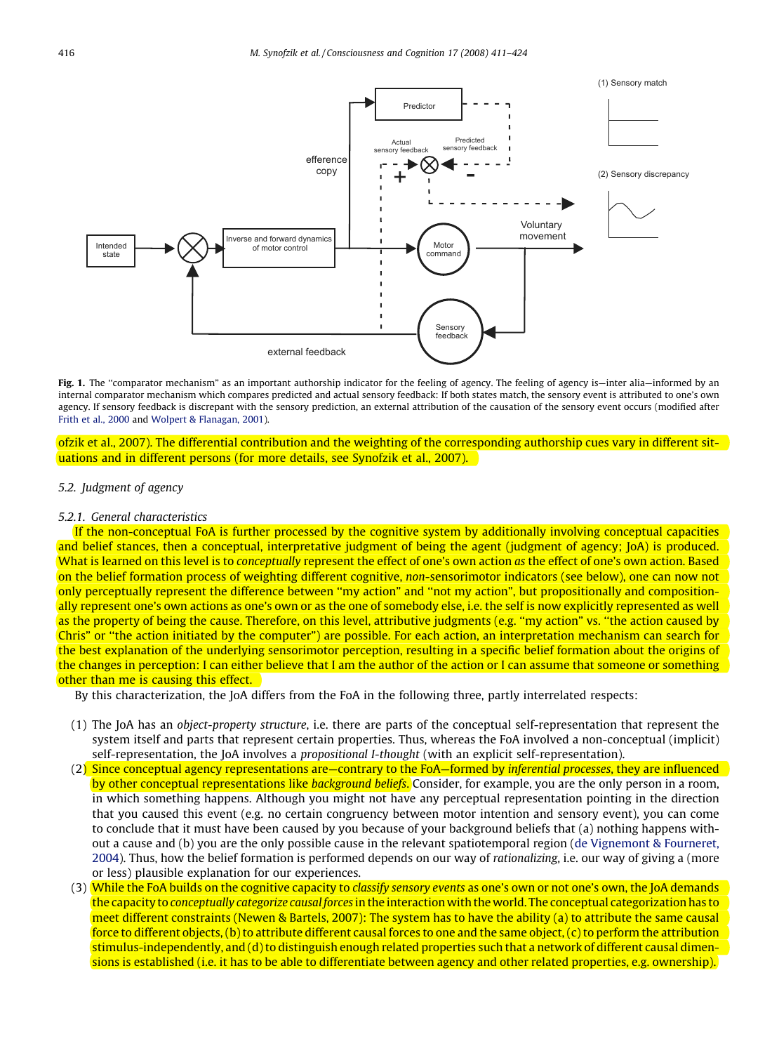Predictor

(1) Sensory match

Actual sensory feedback

Predicted sensory feedback

efference copy

+

-

(2) Sensory discrepancy

Intended state

Inverse and forward dynamics of motor control

Motor command

Voluntary movement

Sensory feedback

external feedback

**Fig. 1.** The "comparator mechanism" as an important authorship indicator for the feeling of agency. The feeling of agency is—inter alia—informed by an internal comparator mechanism which compares predicted and actual sensory feedback: If both states match, the sensory event is attributed to one's own agency. If sensory feedback is discrepant with the sensory prediction, an external attribution of the causation of the sensory event occurs (modified after Frith et al., 2000 and Wolpert & Flanagan, 2001).

ofzik et al., 2007). The differential contribution and the weighting of the corresponding authorship cues vary in different situations and in different persons (for more details, see Synofzik et al., 2007).

### 5.2. Judgment of agency

#### 5.2.1. General characteristics

If the non-conceptual FoA is further processed by the cognitive system by additionally involving conceptual capacities and belief stances, then a conceptual, interpretative judgment of being the agent (judgment of agency; JoA) is produced. What is learned on this level is to *conceptually* represent the effect of one's own action *as* the effect of one's own action. Based on the belief formation process of weighting different cognitive, *non*-sensorimotor indicators (see below), one can now not only perceptually represent the difference between "my action" and "not my action", but propositionally and compositionally represent one's own actions as one's own or as the one of somebody else, i.e. the self is now explicitly represented as well as the property of being the cause. Therefore, on this level, attributive judgments (e.g. "my action" vs. "the action caused by Chris" or "the action initiated by the computer") are possible. For each action, an interpretation mechanism can search for the best explanation of the underlying sensorimotor perception, resulting in a specific belief formation about the origins of the changes in perception: I can either believe that I am the author of the action or I can assume that someone or something other than me is causing this effect.

By this characterization, the JoA differs from the FoA in the following three, partly interrelated respects:

(1) The JoA has an *object-property structure*, i.e. there are parts of the conceptual self-representation that represent the system itself and parts that represent certain properties. Thus, whereas the FoA involved a non-conceptual (implicit) self-representation, the JoA involves a *propositional I-thought* (with an explicit self-representation).

(2) Since conceptual agency representations are—contrary to the FoA—formed by *inferential processes*, they are influenced by other conceptual representations like *background beliefs*. Consider, for example, you are the only person in a room, in which something happens. Although you might not have any perceptual representation pointing in the direction that you caused this event (e.g. no certain congruency between motor intention and sensory event), you can come to conclude that it must have been caused by you because of your background beliefs that (a) nothing happens without a cause and (b) you are the only possible cause in the relevant spatiotemporal region (de Vignemont & Fourneret, 2004). Thus, how the belief formation is performed depends on our way of *rationalizing*, i.e. our way of giving a (more or less) plausible explanation for our experiences.

(3) While the FoA builds on the cognitive capacity to *classify sensory events* as one's own or not one's own, the JoA demands the capacity to *conceptually categorize causal forces* in the interaction with the world. The conceptual categorization has to meet different constraints (Newen & Bartels, 2007): The system has to have the ability (a) to attribute the same causal force to different objects, (b) to attribute different causal forces to one and the same object, (c) to perform the attribution stimulus-independently, and (d) to distinguish enough related properties such that a network of different causal dimensions is established (i.e. it has to be able to differentiate between agency and other related properties, e.g. ownership).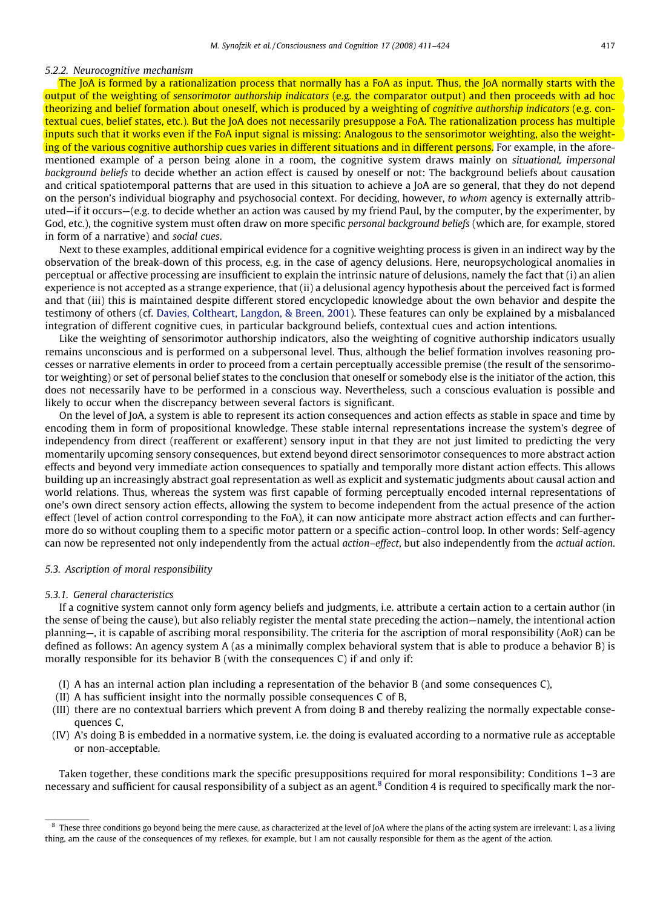#### 5.2.2. Neurocognitive mechanism

The JoA is formed by a rationalization process that normally has a FoA as input. Thus, the JoA normally starts with the output of the weighting of *sensorimotor authorship indicators* (e.g. the comparator output) and then proceeds with ad hoc theorizing and belief formation about oneself, which is produced by a weighting of *cognitive authorship indicators* (e.g. contextual cues, belief states, etc.). But the JoA does not necessarily presuppose a FoA. The rationalization process has multiple inputs such that it works even if the FoA input signal is missing: Analogous to the sensorimotor weighting, also the weighting of the various cognitive authorship cues varies in different situations and in different persons. For example, in the aforementioned example of a person being alone in a room, the cognitive system draws mainly on *situational, impersonal background beliefs* to decide whether an action effect is caused by oneself or not: The background beliefs about causation and critical spatiotemporal patterns that are used in this situation to achieve a JoA are so general, that they do not depend on the person's individual biography and psychosocial context. For deciding, however, *to whom* agency is externally attributed—if it occurs—(e.g. to decide whether an action was caused by my friend Paul, by the computer, by the experimenter, by God, etc.), the cognitive system must often draw on more specific *personal background beliefs* (which are, for example, stored in form of a narrative) and *social cues*.

Next to these examples, additional empirical evidence for a cognitive weighting process is given in an indirect way by the observation of the break-down of this process, e.g. in the case of agency delusions. Here, neuropsychological anomalies in perceptual or affective processing are insufficient to explain the intrinsic nature of delusions, namely the fact that (i) an alien experience is not accepted as a strange experience, that (ii) a delusional agency hypothesis about the perceived fact is formed and that (iii) this is maintained despite different stored encyclopedic knowledge about the own behavior and despite the testimony of others (cf. Davies, Coltheart, Langdon, & Breen, 2001). These features can only be explained by a misbalanced integration of different cognitive cues, in particular background beliefs, contextual cues and action intentions.

Like the weighting of sensorimotor authorship indicators, also the weighting of cognitive authorship indicators usually remains unconscious and is performed on a subpersonal level. Thus, although the belief formation involves reasoning processes or narrative elements in order to proceed from a certain perceptually accessible premise (the result of the sensorimotor weighting) or set of personal belief states to the conclusion that oneself or somebody else is the initiator of the action, this does not necessarily have to be performed in a conscious way. Nevertheless, such a conscious evaluation is possible and likely to occur when the discrepancy between several factors is significant.

On the level of JoA, a system is able to represent its action consequences and action effects as stable in space and time by encoding them in form of propositional knowledge. These stable internal representations increase the system's degree of independency from direct (reafferent or exafferent) sensory input in that they are not just limited to predicting the very momentarily upcoming sensory consequences, but extend beyond direct sensorimotor consequences to more abstract action effects and beyond very immediate action consequences to spatially and temporally more distant action effects. This allows building up an increasingly abstract goal representation as well as explicit and systematic judgments about causal action and world relations. Thus, whereas the system was first capable of forming perceptually encoded internal representations of one's own direct sensory action effects, allowing the system to become independent from the actual presence of the action effect (level of action control corresponding to the FoA), it can now anticipate more abstract action effects and can furthermore do so without coupling them to a specific motor pattern or a specific action–control loop. In other words: Self-agency can now be represented not only independently from the actual *action–effect*, but also independently from the *actual action*.

### 5.3. Ascription of moral responsibility

#### 5.3.1. General characteristics

If a cognitive system cannot only form agency beliefs and judgments, i.e. attribute a certain action to a certain author (in the sense of being the cause), but also reliably register the mental state preceding the action—namely, the intentional action planning—, it is capable of ascribing moral responsibility. The criteria for the ascription of moral responsibility (AoR) can be defined as follows: An agency system A (as a minimally complex behavioral system that is able to produce a behavior B) is morally responsible for its behavior B (with the consequences C) if and only if:

- (I) A has an internal action plan including a representation of the behavior B (and some consequences C),
- (II) A has sufficient insight into the normally possible consequences C of B,
- (III) there are no contextual barriers which prevent A from doing B and thereby realizing the normally expectable consequences C,
- (IV) A's doing B is embedded in a normative system, i.e. the doing is evaluated according to a normative rule as acceptable or non-acceptable.

Taken together, these conditions mark the specific presuppositions required for moral responsibility: Conditions 1–3 are necessary and sufficient for causal responsibility of a subject as an agent.[8] Condition 4 is required to specifically mark the nor-

---

[8] These three conditions go beyond being the mere cause, as characterized at the level of JoA where the plans of the acting system are irrelevant: I, as a living thing, am the cause of the consequences of my reflexes, for example, but I am not causally responsible for them as the agent of the action.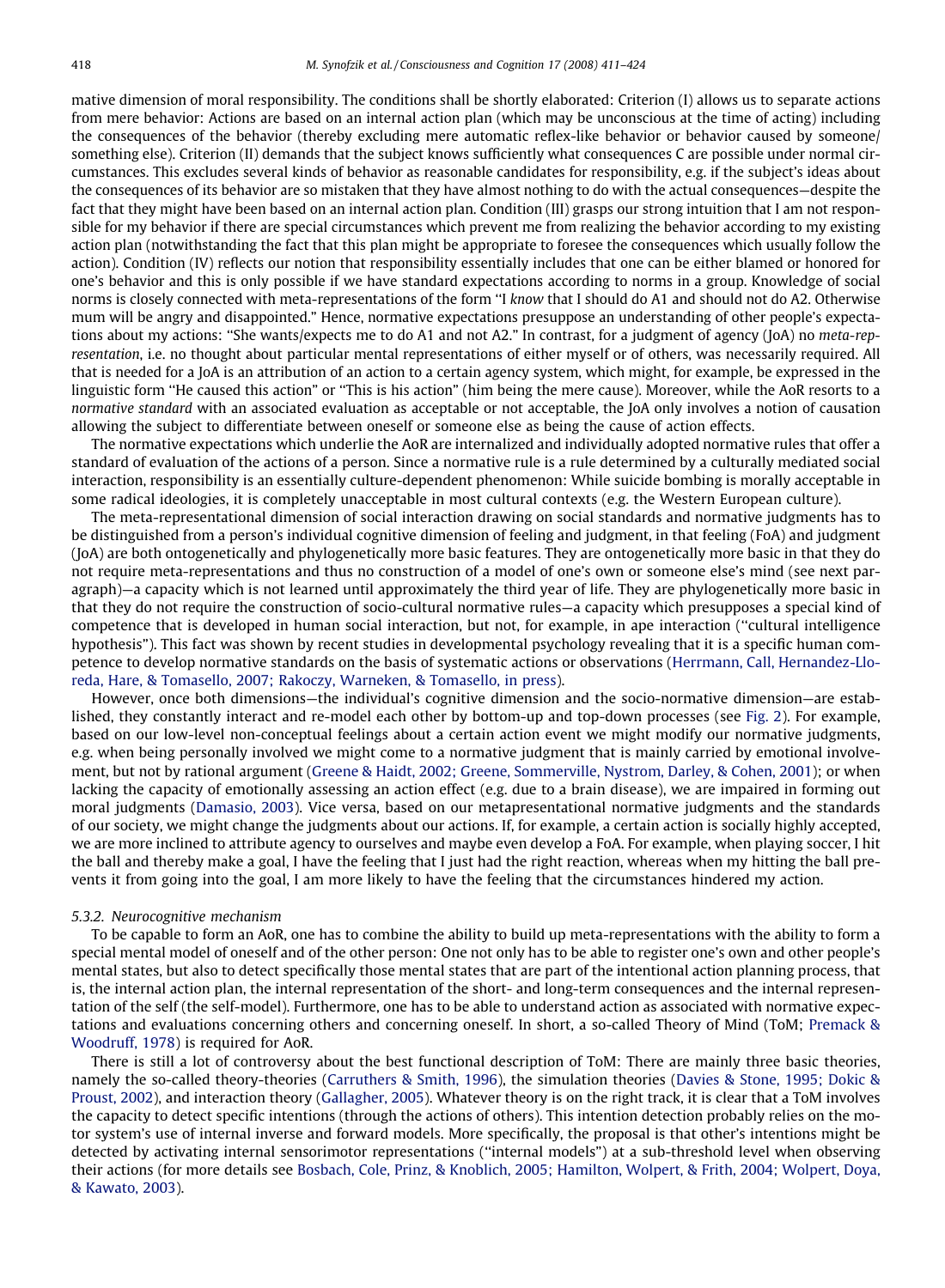mative dimension of moral responsibility. The conditions shall be shortly elaborated: Criterion (I) allows us to separate actions from mere behavior: Actions are based on an internal action plan (which may be unconscious at the time of acting) including the consequences of the behavior (thereby excluding mere automatic reflex-like behavior or behavior caused by someone/something else). Criterion (II) demands that the subject knows sufficiently what consequences C are possible under normal circumstances. This excludes several kinds of behavior as reasonable candidates for responsibility, e.g. if the subject's ideas about the consequences of its behavior are so mistaken that they have almost nothing to do with the actual consequences—despite the fact that they might have been based on an internal action plan. Condition (III) grasps our strong intuition that I am not responsible for my behavior if there are special circumstances which prevent me from realizing the behavior according to my existing action plan (notwithstanding the fact that this plan might be appropriate to foresee the consequences which usually follow the action). Condition (IV) reflects our notion that responsibility essentially includes that one can be either blamed or honored for one's behavior and this is only possible if we have standard expectations according to norms in a group. Knowledge of social norms is closely connected with meta-representations of the form "I *know* that I should do A1 and should not do A2. Otherwise mum will be angry and disappointed." Hence, normative expectations presuppose an understanding of other people's expectations about my actions: "She wants/expects me to do A1 and not A2." In contrast, for a judgment of agency (JoA) no *meta-representation*, i.e. no thought about particular mental representations of either myself or of others, was necessarily required. All that is needed for a JoA is an attribution of an action to a certain agency system, which might, for example, be expressed in the linguistic form "He caused this action" or "This is his action" (him being the mere cause). Moreover, while the AoR resorts to a *normative standard* with an associated evaluation as acceptable or not acceptable, the JoA only involves a notion of causation allowing the subject to differentiate between oneself or someone else as being the cause of action effects.

The normative expectations which underlie the AoR are internalized and individually adopted normative rules that offer a standard of evaluation of the actions of a person. Since a normative rule is a rule determined by a culturally mediated social interaction, responsibility is an essentially culture-dependent phenomenon: While suicide bombing is morally acceptable in some radical ideologies, it is completely unacceptable in most cultural contexts (e.g. the Western European culture).

The meta-representational dimension of social interaction drawing on social standards and normative judgments has to be distinguished from a person's individual cognitive dimension of feeling and judgment, in that feeling (FoA) and judgment (JoA) are both ontogenetically and phylogenetically more basic features. They are ontogenetically more basic in that they do not require meta-representations and thus no construction of a model of one's own or someone else's mind (see next paragraph)—a capacity which is not learned until approximately the third year of life. They are phylogenetically more basic in that they do not require the construction of socio-cultural normative rules—a capacity which presupposes a special kind of competence that is developed in human social interaction, but not, for example, in ape interaction ("cultural intelligence hypothesis"). This fact was shown by recent studies in developmental psychology revealing that it is a specific human competence to develop normative standards on the basis of systematic actions or observations (Herrmann, Call, Hernandez-Lloreda, Hare, & Tomasello, 2007; Rakoczy, Warneken, & Tomasello, in press).

However, once both dimensions—the individual's cognitive dimension and the socio-normative dimension—are established, they constantly interact and re-model each other by bottom-up and top-down processes (see Fig. 2). For example, based on our low-level non-conceptual feelings about a certain action event we might modify our normative judgments, e.g. when being personally involved we might come to a normative judgment that is mainly carried by emotional involvement, but not by rational argument (Greene & Haidt, 2002; Greene, Sommerville, Nystrom, Darley, & Cohen, 2001); or when lacking the capacity of emotionally assessing an action effect (e.g. due to a brain disease), we are impaired in forming out moral judgments (Damasio, 2003). Vice versa, based on our metapresentational normative judgments and the standards of our society, we might change the judgments about our actions. If, for example, a certain action is socially highly accepted, we are more inclined to attribute agency to ourselves and maybe even develop a FoA. For example, when playing soccer, I hit the ball and thereby make a goal, I have the feeling that I just had the right reaction, whereas when my hitting the ball prevents it from going into the goal, I am more likely to have the feeling that the circumstances hindered my action.

#### 5.3.2. Neurocognitive mechanism

To be capable to form an AoR, one has to combine the ability to build up meta-representations with the ability to form a special mental model of oneself and of the other person: One not only has to be able to register one's own and other people's mental states, but also to detect specifically those mental states that are part of the intentional action planning process, that is, the internal action plan, the internal representation of the short- and long-term consequences and the internal representation of the self (the self-model). Furthermore, one has to be able to understand action as associated with normative expectations and evaluations concerning others and concerning oneself. In short, a so-called Theory of Mind (ToM; Premack & Woodruff, 1978) is required for AoR.

There is still a lot of controversy about the best functional description of ToM: There are mainly three basic theories, namely the so-called theory-theories (Carruthers & Smith, 1996), the simulation theories (Davies & Stone, 1995; Dokic & Proust, 2002), and interaction theory (Gallagher, 2005). Whatever theory is on the right track, it is clear that a ToM involves the capacity to detect specific intentions (through the actions of others). This intention detection probably relies on the motor system's use of internal inverse and forward models. More specifically, the proposal is that other's intentions might be detected by activating internal sensorimotor representations ("internal models") at a sub-threshold level when observing their actions (for more details see Bosbach, Cole, Prinz, & Knoblich, 2005; Hamilton, Wolpert, & Frith, 2004; Wolpert, Doya, & Kawato, 2003).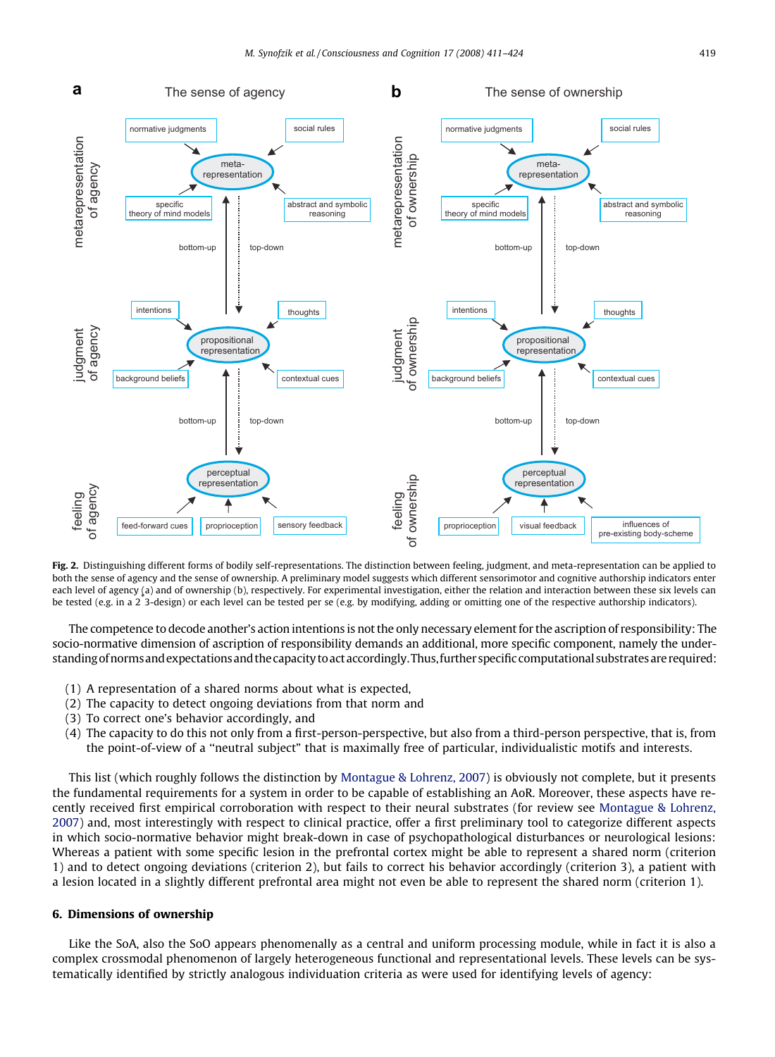Fig. 2. Distinguishing different forms of bodily self-representations. The distinction between feeling, judgment, and meta-representation can be applied to both the sense of agency and the sense of ownership. A preliminary model suggests which different sensorimotor and cognitive authorship indicators enter each level of agency (a) and of ownership (b), respectively. For experimental investigation, either the relation and interaction between these six levels can be tested (e.g. in a 2 * 3-design) or each level can be tested per se (e.g. by modifying, adding or omitting one of the respective authorship indicators).

The competence to decode another's action intentions is not the only necessary element for the ascription of responsibility: The socio-normative dimension of ascription of responsibility demands an additional, more specific component, namely the understanding of norms and expectations and the capacity to act accordingly. Thus, further specific computational substrates are required:

(1) A representation of a shared norms about what is expected,
(2) The capacity to detect ongoing deviations from that norm and
(3) To correct one's behavior accordingly, and
(4) The capacity to do this not only from a first-person-perspective, but also from a third-person perspective, that is, from the point-of-view of a "neutral subject" that is maximally free of particular, individualistic motifs and interests.

This list (which roughly follows the distinction by Montague & Lohrenz, 2007) is obviously not complete, but it presents the fundamental requirements for a system in order to be capable of establishing an AoR. Moreover, these aspects have recently received first empirical corroboration with respect to their neural substrates (for review see Montague & Lohrenz, 2007) and, most interestingly with respect to clinical practice, offer a first preliminary tool to categorize different aspects in which socio-normative behavior might break-down in case of psychopathological disturbances or neurological lesions: Whereas a patient with some specific lesion in the prefrontal cortex might be able to represent a shared norm (criterion 1) and to detect ongoing deviations (criterion 2), but fails to correct his behavior accordingly (criterion 3), a patient with a lesion located in a slightly different prefrontal area might not even be able to represent the shared norm (criterion 1).

## 6. Dimensions of ownership

Like the SoA, also the SoO appears phenomenally as a central and uniform processing module, while in fact it is also a complex crossmodal phenomenon of largely heterogeneous functional and representational levels. These levels can be systematically identified by strictly analogous individuation criteria as were used for identifying levels of agency: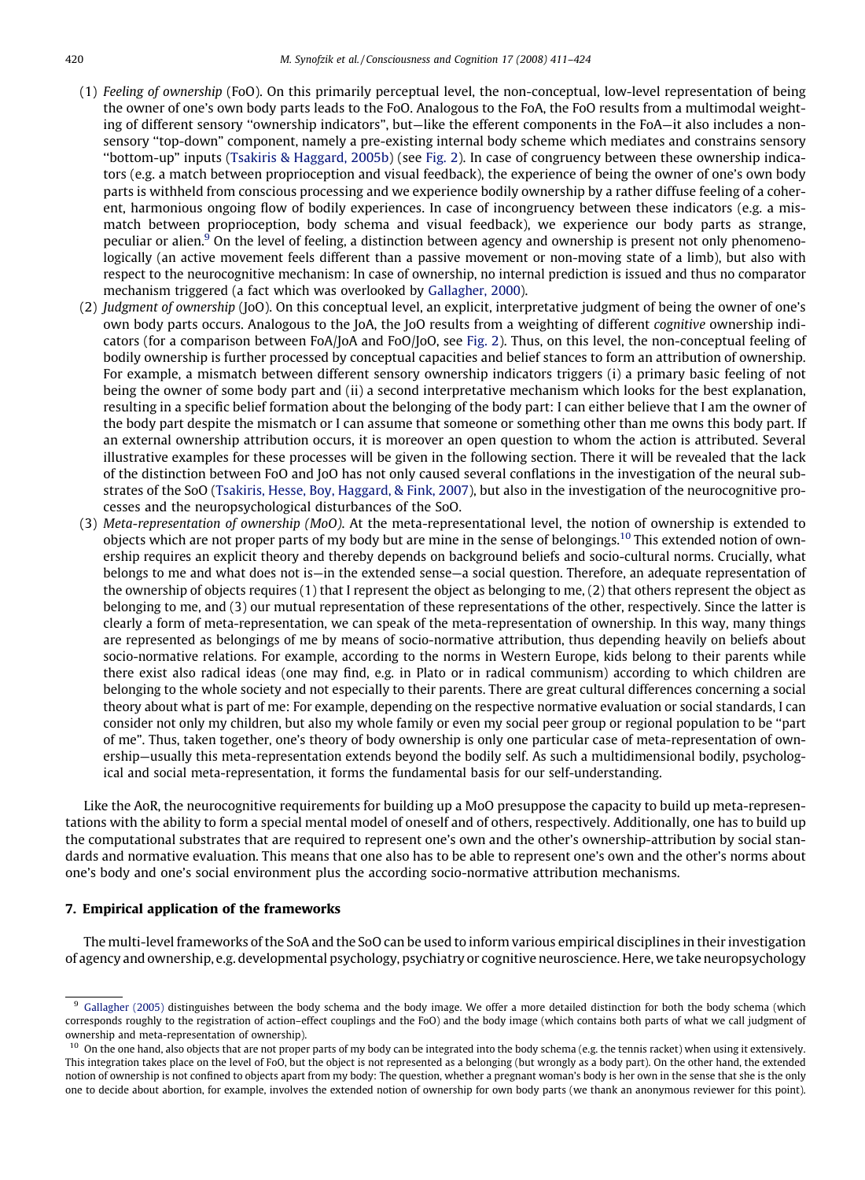(1) *Feeling of ownership* (FoO). On this primarily perceptual level, the non-conceptual, low-level representation of being the owner of one's own body parts leads to the FoO. Analogous to the FoA, the FoO results from a multimodal weighting of different sensory ''ownership indicators'', but—like the efferent components in the FoA—it also includes a non-sensory ''top-down'' component, namely a pre-existing internal body scheme which mediates and constrains sensory ''bottom-up'' inputs (Tsakiris & Haggard, 2005b) (see Fig. 2). In case of congruency between these ownership indicators (e.g. a match between proprioception and visual feedback), the experience of being the owner of one's own body parts is withheld from conscious processing and we experience bodily ownership by a rather diffuse feeling of a coherent, harmonious ongoing flow of bodily experiences. In case of incongruency between these indicators (e.g. a mismatch between proprioception, body schema and visual feedback), we experience our body parts as strange, peculiar or alien.[9] On the level of feeling, a distinction between agency and ownership is present not only phenomenologically (an active movement feels different than a passive movement or non-moving state of a limb), but also with respect to the neurocognitive mechanism: In case of ownership, no internal prediction is issued and thus no comparator mechanism triggered (a fact which was overlooked by Gallagher, 2000).

(2) *Judgment of ownership* (JoO). On this conceptual level, an explicit, interpretative judgment of being the owner of one's own body parts occurs. Analogous to the JoA, the JoO results from a weighting of different *cognitive* ownership indicators (for a comparison between FoA/JoA and FoO/JoO, see Fig. 2). Thus, on this level, the non-conceptual feeling of bodily ownership is further processed by conceptual capacities and belief stances to form an attribution of ownership. For example, a mismatch between different sensory ownership indicators triggers (i) a primary basic feeling of not being the owner of some body part and (ii) a second interpretative mechanism which looks for the best explanation, resulting in a specific belief formation about the belonging of the body part: I can either believe that I am the owner of the body part despite the mismatch or I can assume that someone or something other than me owns this body part. If an external ownership attribution occurs, it is moreover an open question to whom the action is attributed. Several illustrative examples for these processes will be given in the following section. There it will be revealed that the lack of the distinction between FoO and JoO has not only caused several conflations in the investigation of the neural substrates of the SoO (Tsakiris, Hesse, Boy, Haggard, & Fink, 2007), but also in the investigation of the neurocognitive processes and the neuropsychological disturbances of the SoO.

(3) *Meta-representation of ownership (MoO).* At the meta-representational level, the notion of ownership is extended to objects which are not proper parts of my body but are mine in the sense of belongings.[10] This extended notion of ownership requires an explicit theory and thereby depends on background beliefs and socio-cultural norms. Crucially, what belongs to me and what does not is—in the extended sense—a social question. Therefore, an adequate representation of the ownership of objects requires (1) that I represent the object as belonging to me, (2) that others represent the object as belonging to me, and (3) our mutual representation of these representations of the other, respectively. Since the latter is clearly a form of meta-representation, we can speak of the meta-representation of ownership. In this way, many things are represented as belongings of me by means of socio-normative attribution, thus depending heavily on beliefs about socio-normative relations. For example, according to the norms in Western Europe, kids belong to their parents while there exist also radical ideas (one may find, e.g. in Plato or in radical communism) according to which children are belonging to the whole society and not especially to their parents. There are great cultural differences concerning a social theory about what is part of me: For example, depending on the respective normative evaluation or social standards, I can consider not only my children, but also my whole family or even my social peer group or regional population to be ''part of me''. Thus, taken together, one's theory of body ownership is only one particular case of meta-representation of ownership—usually this meta-representation extends beyond the bodily self. As such a multidimensional bodily, psychological and social meta-representation, it forms the fundamental basis for our self-understanding.

Like the AoR, the neurocognitive requirements for building up a MoO presuppose the capacity to build up meta-representations with the ability to form a special mental model of oneself and of others, respectively. Additionally, one has to build up the computational substrates that are required to represent one's own and the other's ownership-attribution by social standards and normative evaluation. This means that one also has to be able to represent one's own and the other's norms about one's body and one's social environment plus the according socio-normative attribution mechanisms.

## 7. Empirical application of the frameworks

The multi-level frameworks of the SoA and the SoO can be used to inform various empirical disciplines in their investigation of agency and ownership, e.g. developmental psychology, psychiatry or cognitive neuroscience. Here, we take neuropsychology

---

[9] Gallagher (2005) distinguishes between the body schema and the body image. We offer a more detailed distinction for both the body schema (which corresponds roughly to the registration of action–effect couplings and the FoO) and the body image (which contains both parts of what we call judgment of ownership and meta-representation of ownership).

[10] On the one hand, also objects that are not proper parts of my body can be integrated into the body schema (e.g. the tennis racket) when using it extensively. This integration takes place on the level of FoO, but the object is not represented as a belonging (but wrongly as a body part). On the other hand, the extended notion of ownership is not confined to objects apart from my body: The question, whether a pregnant woman's body is her own in the sense that she is the only one to decide about abortion, for example, involves the extended notion of ownership for own body parts (we thank an anonymous reviewer for this point).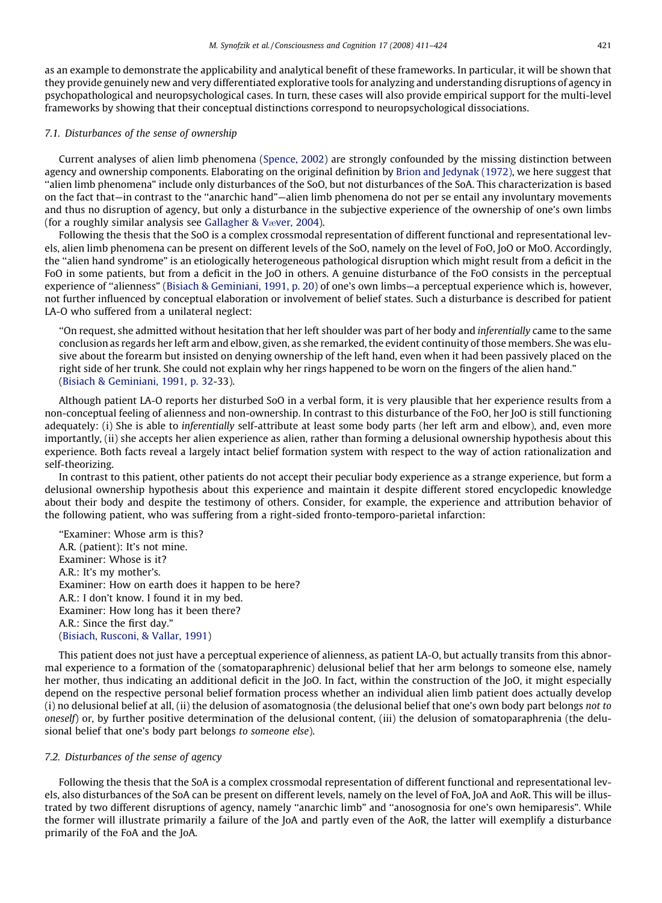as an example to demonstrate the applicability and analytical benefit of these frameworks. In particular, it will be shown that they provide genuinely new and very differentiated explorative tools for analyzing and understanding disruptions of agency in psychopathological and neuropsychological cases. In turn, these cases will also provide empirical support for the multi-level frameworks by showing that their conceptual distinctions correspond to neuropsychological dissociations.

### 7.1. Disturbances of the sense of ownership

Current analyses of alien limb phenomena (Spence, 2002) are strongly confounded by the missing distinction between agency and ownership components. Elaborating on the original definition by Brion and Jedynak (1972), we here suggest that ''alien limb phenomena'' include only disturbances of the SoO, but not disturbances of the SoA. This characterization is based on the fact that—in contrast to the ''anarchic hand''—alien limb phenomena do not per se entail any involuntary movements and thus no disruption of agency, but only a disturbance in the subjective experience of the ownership of one's own limbs (for a roughly similar analysis see Gallagher & Vævers, 2004).

Following the thesis that the SoO is a complex crossmodal representation of different functional and representational levels, alien limb phenomena can be present on different levels of the SoO, namely on the level of FoO, JoO or MoO. Accordingly, the ''alien hand syndrome'' is an etiologically heterogeneous pathological disruption which might result from a deficit in the FoO in some patients, but from a deficit in the JoO in others. A genuine disturbance of the FoO consists in the perceptual experience of ''alienness'' (Bisiach & Geminiani, 1991, p. 20) of one's own limbs—a perceptual experience which is, however, not further influenced by conceptual elaboration or involvement of belief states. Such a disturbance is described for patient LA-O who suffered from a unilateral neglect:

> ''On request, she admitted without hesitation that her left shoulder was part of her body and *inferentially* came to the same conclusion as regards her left arm and elbow, given, as she remarked, the evident continuity of those members. She was elusive about the forearm but insisted on denying ownership of the left hand, even when it had been passively placed on the right side of her trunk. She could not explain why her rings happened to be worn on the fingers of the alien hand.''
> (Bisiach & Geminiani, 1991, p. 32-33).

Although patient LA-O reports her disturbed SoO in a verbal form, it is very plausible that her experience results from a non-conceptual feeling of alienness and non-ownership. In contrast to this disturbance of the FoO, her JoO is still functioning adequately: (i) She is able to *inferentially* self-attribute at least some body parts (her left arm and elbow), and, even more importantly, (ii) she accepts her alien experience as alien, rather than forming a delusional ownership hypothesis about this experience. Both facts reveal a largely intact belief formation system with respect to the way of action rationalization and self-theorizing.

In contrast to this patient, other patients do not accept their peculiar body experience as a strange experience, but form a delusional ownership hypothesis about this experience and maintain it despite different stored encyclopedic knowledge about their body and despite the testimony of others. Consider, for example, the experience and attribution behavior of the following patient, who was suffering from a right-sided fronto-temporo-parietal infarction:

> ''Examiner: Whose arm is this?
> A.R. (patient): It's not mine.
> Examiner: Whose is it?
> A.R.: It's my mother's.
> Examiner: How on earth does it happen to be here?
> A.R.: I don't know. I found it in my bed.
> Examiner: How long has it been there?
> A.R.: Since the first day.''
> (Bisiach, Rusconi, & Vallar, 1991)

This patient does not just have a perceptual experience of alienness, as patient LA-O, but actually transits from this abnormal experience to a formation of the (somatoparaphrenic) delusional belief that her arm belongs to someone else, namely her mother, thus indicating an additional deficit in the JoO. In fact, within the construction of the JoO, it might especially depend on the respective personal belief formation process whether an individual alien limb patient does actually develop (i) no delusional belief at all, (ii) the delusion of asomatognosia (the delusional belief that one's own body part belongs *not to oneself*) or, by further positive determination of the delusional content, (iii) the delusion of somatoparaphrenia (the delusional belief that one's body part belongs *to someone else*).

### 7.2. Disturbances of the sense of agency

Following the thesis that the SoA is a complex crossmodal representation of different functional and representational levels, also disturbances of the SoA can be present on different levels, namely on the level of FoA, JoA and AoR. This will be illustrated by two different disruptions of agency, namely ''anarchic limb'' and ''anosognosia for one's own hemiparesis''. While the former will illustrate primarily a failure of the JoA and partly even of the AoR, the latter will exemplify a disturbance primarily of the FoA and the JoA.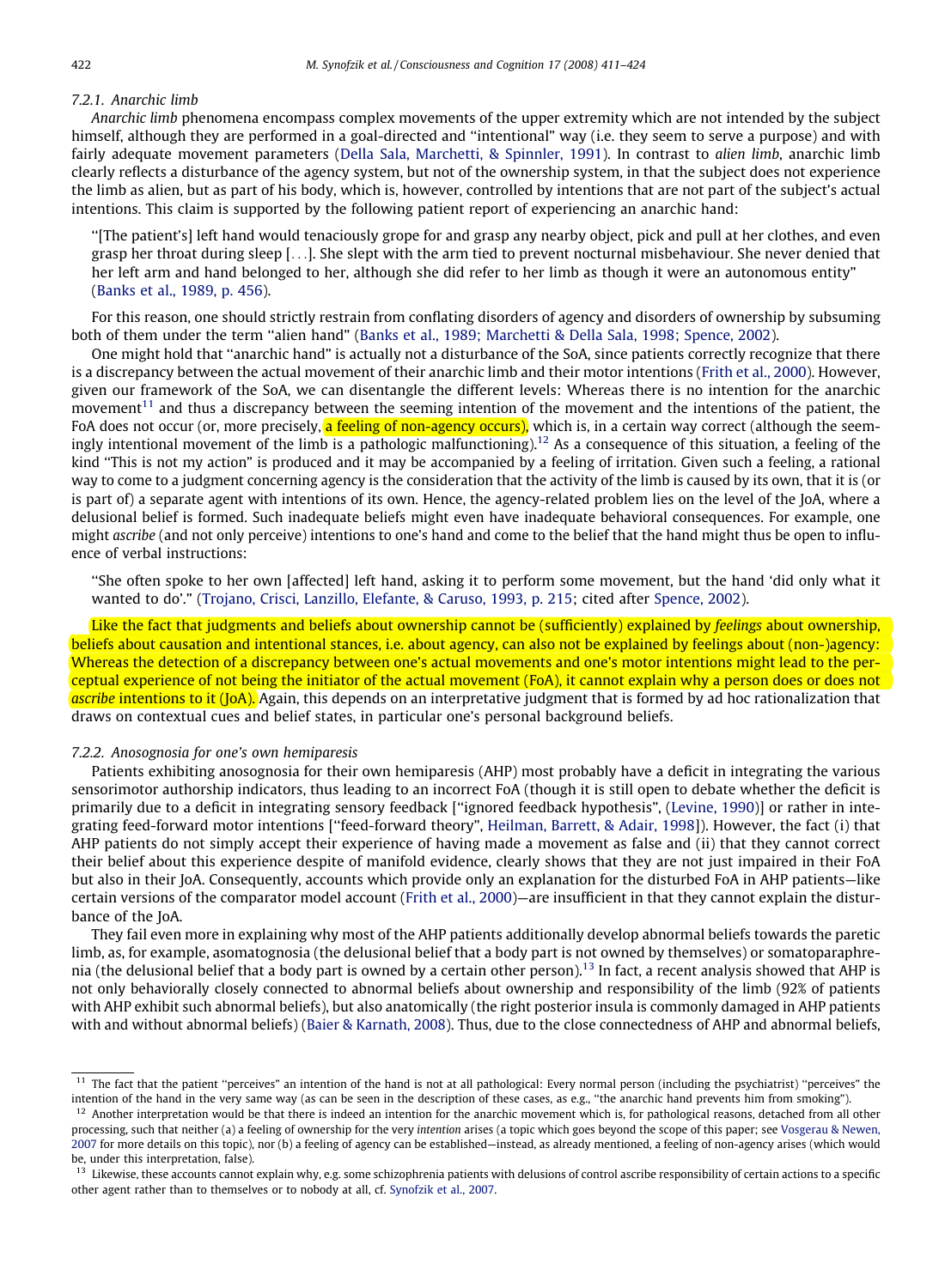#### 7.2.1. Anarchic limb

*Anarchic limb* phenomena encompass complex movements of the upper extremity which are not intended by the subject himself, although they are performed in a goal-directed and "intentional" way (i.e. they seem to serve a purpose) and with fairly adequate movement parameters (Della Sala, Marchetti, & Spinnler, 1991). In contrast to *alien limb*, anarchic limb clearly reflects a disturbance of the agency system, but not of the ownership system, in that the subject does not experience the limb as alien, but as part of his body, which is, however, controlled by intentions that are not part of the subject's actual intentions. This claim is supported by the following patient report of experiencing an anarchic hand:

> "[The patient's] left hand would tenaciously grope for and grasp any nearby object, pick and pull at her clothes, and even grasp her throat during sleep [...]. She slept with the arm tied to prevent nocturnal misbehaviour. She never denied that her left arm and hand belonged to her, although she did refer to her limb as though it were an autonomous entity" (Banks et al., 1989, p. 456).

For this reason, one should strictly restrain from conflating disorders of agency and disorders of ownership by subsuming both of them under the term "alien hand" (Banks et al., 1989; Marchetti & Della Sala, 1998; Spence, 2002).

One might hold that "anarchic hand" is actually not a disturbance of the SoA, since patients correctly recognize that there is a discrepancy between the actual movement of their anarchic limb and their motor intentions (Frith et al., 2000). However, given our framework of the SoA, we can disentangle the different levels: Whereas there is no intention for the anarchic movement[11] and thus a discrepancy between the seeming intention of the movement and the intentions of the patient, the FoA does not occur (or, more precisely, a feeling of non-agency occurs), which is, in a certain way correct (although the seemingly intentional movement of the limb is a pathologic malfunctioning).[12] As a consequence of this situation, a feeling of the kind "This is not my action" is produced and it may be accompanied by a feeling of irritation. Given such a feeling, a rational way to come to a judgment concerning agency is the consideration that the activity of the limb is caused by its own, that it is (or is part of) a separate agent with intentions of its own. Hence, the agency-related problem lies on the level of the JoA, where a delusional belief is formed. Such inadequate beliefs might even have inadequate behavioral consequences. For example, one might *ascribe* (and not only perceive) intentions to one's hand and come to the belief that the hand might thus be open to influence of verbal instructions:

> "She often spoke to her own [affected] left hand, asking it to perform some movement, but the hand 'did only what it wanted to do'." (Trojano, Crisci, Lanzillo, Elefante, & Caruso, 1993, p. 215; cited after Spence, 2002).

Like the fact that judgments and beliefs about ownership cannot be (sufficiently) explained by *feelings* about ownership, beliefs about causation and intentional stances, i.e. about agency, can also not be explained by feelings about (non-)agency: Whereas the detection of a discrepancy between one's actual movements and one's motor intentions might lead to the perceptual experience of not being the initiator of the actual movement (FoA), it cannot explain why a person does or does not *ascribe* intentions to it (JoA). Again, this depends on an interpretative judgment that is formed by ad hoc rationalization that draws on contextual cues and belief states, in particular one's personal background beliefs.

#### 7.2.2. Anosognosia for one's own hemiparesis

Patients exhibiting anosognosia for their own hemiparesis (AHP) most probably have a deficit in integrating the various sensorimotor authorship indicators, thus leading to an incorrect FoA (though it is still open to debate whether the deficit is primarily due to a deficit in integrating sensory feedback ["ignored feedback hypothesis", (Levine, 1990)] or rather in integrating feed-forward motor intentions ["feed-forward theory", Heilman, Barrett, & Adair, 1998]). However, the fact (i) that AHP patients do not simply accept their experience of having made a movement as false and (ii) that they cannot correct their belief about this experience despite of manifold evidence, clearly shows that they are not just impaired in their FoA but also in their JoA. Consequently, accounts which provide only an explanation for the disturbed FoA in AHP patients—like certain versions of the comparator model account (Frith et al., 2000)—are insufficient in that they cannot explain the disturbance of the JoA.

They fail even more in explaining why most of the AHP patients additionally develop abnormal beliefs towards the paretic limb, as, for example, asomatognosia (the delusional belief that a body part is not owned by themselves) or somatoparaphrenia (the delusional belief that a body part is owned by a certain other person).[13] In fact, a recent analysis showed that AHP is not only behaviorally closely connected to abnormal beliefs about ownership and responsibility of the limb (92% of patients with AHP exhibit such abnormal beliefs), but also anatomically (the right posterior insula is commonly damaged in AHP patients with and without abnormal beliefs) (Baier & Karnath, 2008). Thus, due to the close connectedness of AHP and abnormal beliefs,

---

[11] The fact that the patient "perceives" an intention of the hand is not at all pathological: Every normal person (including the psychiatrist) "perceives" the intention of the hand in the very same way (as can be seen in the description of these cases, as e.g., "the anarchic hand prevents him from smoking").

[12] Another interpretation would be that there is indeed an intention for the anarchic movement which is, for pathological reasons, detached from all other processing, such that neither (a) a feeling of ownership for the very *intention* arises (a topic which goes beyond the scope of this paper; see Vosgerau & Newen, 2007 for more details on this topic), nor (b) a feeling of agency can be established—instead, as already mentioned, a feeling of non-agency arises (which would be, under this interpretation, false).

[13] Likewise, these accounts cannot explain why, e.g. some schizophrenia patients with delusions of control ascribe responsibility of certain actions to a specific other agent rather than to themselves or to nobody at all, cf. Synofzik et al., 2007.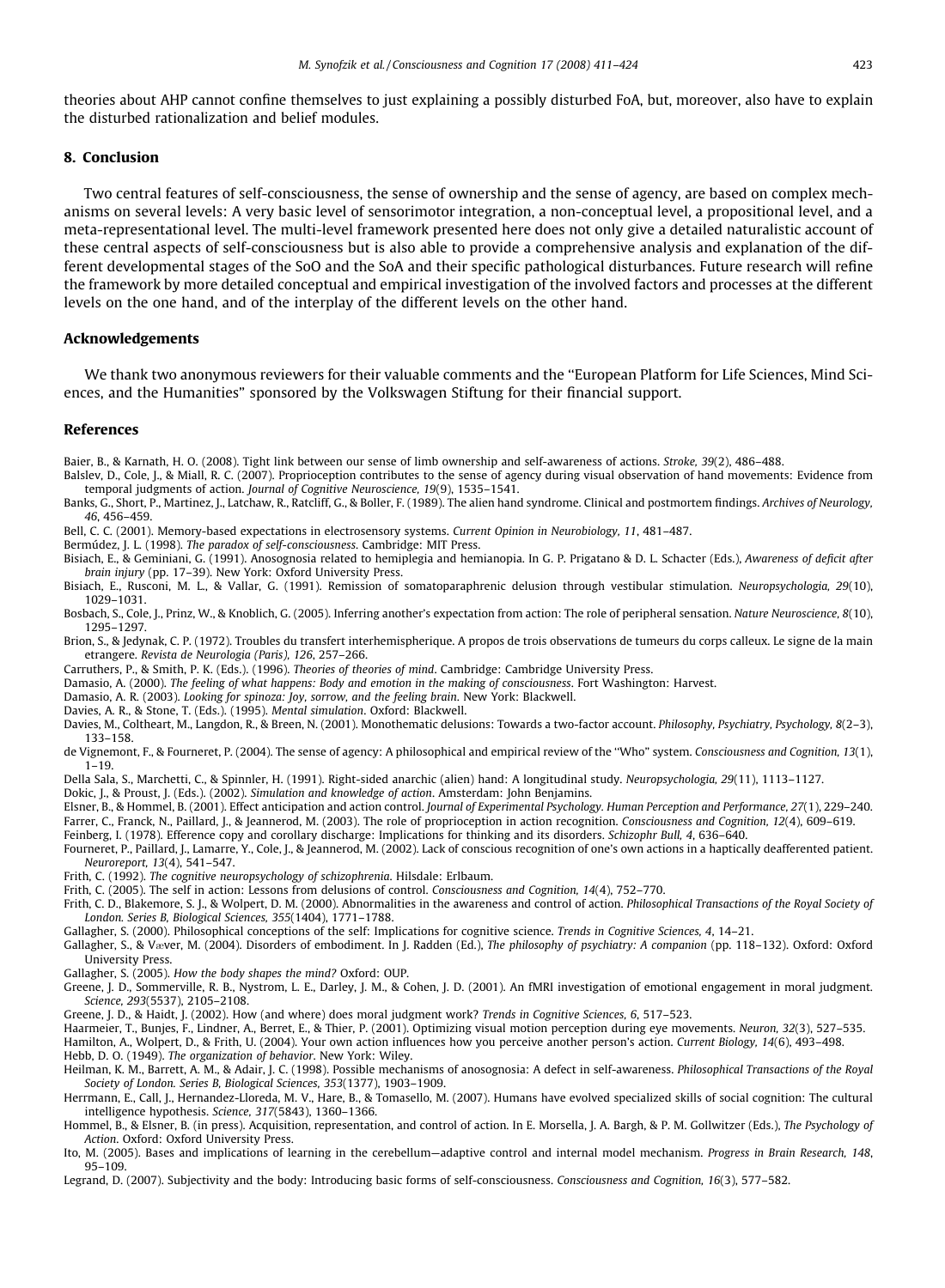theories about AHP cannot confine themselves to just explaining a possibly disturbed FoA, but, moreover, also have to explain the disturbed rationalization and belief modules.

## 8. Conclusion

Two central features of self-consciousness, the sense of ownership and the sense of agency, are based on complex mechanisms on several levels: A very basic level of sensorimotor integration, a non-conceptual level, a propositional level, and a meta-representational level. The multi-level framework presented here does not only give a detailed naturalistic account of these central aspects of self-consciousness but is also able to provide a comprehensive analysis and explanation of the different developmental stages of the SoO and the SoA and their specific pathological disturbances. Future research will refine the framework by more detailed conceptual and empirical investigation of the involved factors and processes at the different levels on the one hand, and of the interplay of the different levels on the other hand.

## Acknowledgements

We thank two anonymous reviewers for their valuable comments and the "European Platform for Life Sciences, Mind Sciences, and the Humanities" sponsored by the Volkswagen Stiftung for their financial support.

## References

Baier, B., & Karnath, H. O. (2008). Tight link between our sense of limb ownership and self-awareness of actions. *Stroke, 39*(2), 486–488.

Balslev, D., Cole, J., & Miall, R. C. (2007). Proprioception contributes to the sense of agency during visual observation of hand movements: Evidence from temporal judgments of action. *Journal of Cognitive Neuroscience, 19*(9), 1535–1541.

Banks, G., Short, P., Martinez, J., Latchaw, R., Ratcliff, G., & Boller, F. (1989). The alien hand syndrome. Clinical and postmortem findings. *Archives of Neurology, 46*, 456–459.

Bell, C. C. (2001). Memory-based expectations in electrosensory systems. *Current Opinion in Neurobiology, 11*, 481–487.

Bermúdez, J. L. (1998). *The paradox of self-consciousness*. Cambridge: MIT Press.

Bisiach, E., & Geminiani, G. (1991). Anosognosia related to hemiplegia and hemianopia. In G. P. Prigatano & D. L. Schacter (Eds.), *Awareness of deficit after brain injury* (pp. 17–39). New York: Oxford University Press.

Bisiach, E., Rusconi, M. L., & Vallar, G. (1991). Remission of somatoparaphrenic delusion through vestibular stimulation. *Neuropsychologia, 29*(10), 1029–1031.

Bosbach, S., Cole, J., Prinz, W., & Knoblich, G. (2005). Inferring another's expectation from action: The role of peripheral sensation. *Nature Neuroscience, 8*(10), 1295–1297.

Brion, S., & Jedynak, C. P. (1972). Troubles du transfert interhemispherique. A propos de trois observations de tumeurs du corps calleux. Le signe de la main etrangere. *Revista de Neurologia (Paris), 126*, 257–266.

Carruthers, P., & Smith, P. K. (Eds.). (1996). *Theories of theories of mind*. Cambridge: Cambridge University Press.

Damasio, A. (2000). *The feeling of what happens: Body and emotion in the making of consciousness*. Fort Washington: Harvest.

Damasio, A. R. (2003). *Looking for spinoza: Joy, sorrow, and the feeling brain*. New York: Blackwell.

Davies, A. R., & Stone, T. (Eds.). (1995). *Mental simulation*. Oxford: Blackwell.

Davies, M., Coltheart, M., Langdon, R., & Breen, N. (2001). Monothematic delusions: Towards a two-factor account. *Philosophy, Psychiatry, Psychology, 8*(2–3), 133–158.

de Vignemont, F., & Fourneret, P. (2004). The sense of agency: A philosophical and empirical review of the "Who" system. *Consciousness and Cognition, 13*(1), 1–19.

Della Sala, S., Marchetti, C., & Spinnler, H. (1991). Right-sided anarchic (alien) hand: A longitudinal study. *Neuropsychologia, 29*(11), 1113–1127.

Dokic, J., & Proust, J. (Eds.). (2002). *Simulation and knowledge of action*. Amsterdam: John Benjamins.

Elsner, B., & Hommel, B. (2001). Effect anticipation and action control. *Journal of Experimental Psychology. Human Perception and Performance, 27*(1), 229–240.

Farrer, C., Franck, N., Paillard, J., & Jeannerod, M. (2003). The role of proprioception in action recognition. *Consciousness and Cognition, 12*(4), 609–619.

Feinberg, I. (1978). Efference copy and corollary discharge: Implications for thinking and its disorders. *Schizophr Bull, 4*, 636–640.

Fourneret, P., Paillard, J., Lamarre, Y., Cole, J., & Jeannerod, M. (2002). Lack of conscious recognition of one's own actions in a haptically deafferented patient. *Neuroreport, 13*(4), 541–547.

Frith, C. (1992). *The cognitive neuropsychology of schizophrenia*. Hilsdale: Erlbaum.

Frith, C. (2005). The self in action: Lessons from delusions of control. *Consciousness and Cognition, 14*(4), 752–770.

Frith, C. D., Blakemore, S. J., & Wolpert, D. M. (2000). Abnormalities in the awareness and control of action. *Philosophical Transactions of the Royal Society of London. Series B, Biological Sciences, 355*(1404), 1771–1788.

Gallagher, S. (2000). Philosophical conceptions of the self: Implications for cognitive science. *Trends in Cognitive Sciences, 4*, 14–21.

Gallagher, S., & Væver, M. (2004). Disorders of embodiment. In J. Radden (Ed.), *The philosophy of psychiatry: A companion* (pp. 118–132). Oxford: Oxford University Press.

Gallagher, S. (2005). *How the body shapes the mind?* Oxford: OUP.

Greene, J. D., Sommerville, R. B., Nystrom, L. E., Darley, J. M., & Cohen, J. D. (2001). An fMRI investigation of emotional engagement in moral judgment. *Science, 293*(5537), 2105–2108.

Greene, J. D., & Haidt, J. (2002). How (and where) does moral judgment work? *Trends in Cognitive Sciences, 6*, 517–523.

Haarmeier, T., Bunjes, F., Lindner, A., Berret, E., & Thier, P. (2001). Optimizing visual motion perception during eye movements. *Neuron, 32*(3), 527–535.

Hamilton, A., Wolpert, D., & Frith, U. (2004). Your own action influences how you perceive another person's action. *Current Biology, 14*(6), 493–498.

Hebb, D. O. (1949). *The organization of behavior*. New York: Wiley.

Heilman, K. M., Barrett, A. M., & Adair, J. C. (1998). Possible mechanisms of anosognosia: A defect in self-awareness. *Philosophical Transactions of the Royal Society of London. Series B, Biological Sciences, 353*(1377), 1903–1909.

Herrmann, E., Call, J., Hernandez-Lloreda, M. V., Hare, B., & Tomasello, M. (2007). Humans have evolved specialized skills of social cognition: The cultural intelligence hypothesis. *Science, 317*(5843), 1360–1366.

Hommel, B., & Elsner, B. (in press). Acquisition, representation, and control of action. In E. Morsella, J. A. Bargh, & P. M. Gollwitzer (Eds.), *The Psychology of Action*. Oxford: Oxford University Press.

Ito, M. (2005). Bases and implications of learning in the cerebellum—adaptive control and internal model mechanism. *Progress in Brain Research, 148*, 95–109.

Legrand, D. (2007). Subjectivity and the body: Introducing basic forms of self-consciousness. *Consciousness and Cognition, 16*(3), 577–582.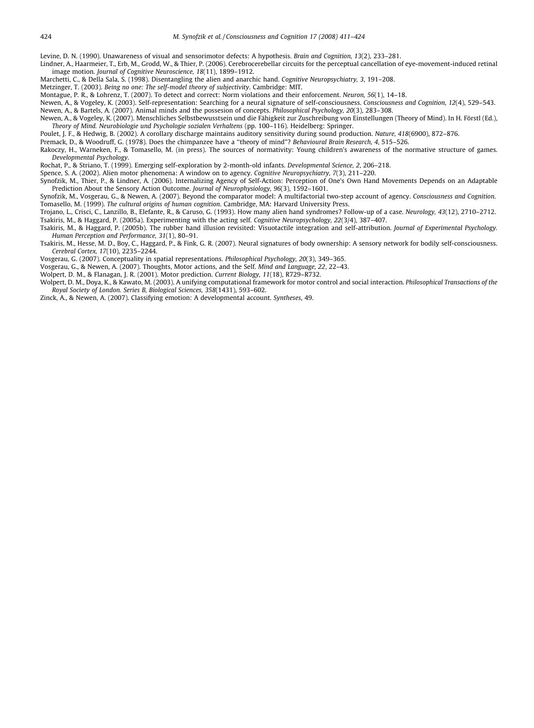Levine, D. N. (1990). Unawareness of visual and sensorimotor defects: A hypothesis. *Brain and Cognition, 13*(2), 233–281.

Lindner, A., Haarmeier, T., Erb, M., Grodd, W., & Thier, P. (2006). Cerebrocerebellar circuits for the perceptual cancellation of eye-movement-induced retinal image motion. *Journal of Cognitive Neuroscience, 18*(11), 1899–1912.

Marchetti, C., & Della Sala, S. (1998). Disentangling the alien and anarchic hand. *Cognitive Neuropsychiatry, 3*, 191–208.

Metzinger, T. (2003). *Being no one: The self-model theory of subjectivity*. Cambridge: MIT.

Montague, P. R., & Lohrenz, T. (2007). To detect and correct: Norm violations and their enforcement. *Neuron, 56*(1), 14–18.

Newen, A., & Vogeley, K. (2003). Self-representation: Searching for a neural signature of self-consciousness. *Consciousness and Cognition, 12*(4), 529–543.

Newen, A., & Bartels, A. (2007). Animal minds and the possesion of concepts. *Philosophical Psychology, 20*(3), 283–308.

Newen, A., & Vogeley, K. (2007). Menschliches Selbstbewusstsein und die Fähigkeit zur Zuschreibung von Einstellungen (Theory of Mind). In H. Förstl (Ed.), *Theory of Mind. Neurobiologie und Psychologie sozialen Verhaltens* (pp. 100–116). Heidelberg: Springer.

Poulet, J. F., & Hedwig, B. (2002). A corollary discharge maintains auditory sensitivity during sound production. *Nature, 418*(6900), 872–876.

Premack, D., & Woodruff, G. (1978). Does the chimpanzee have a "theory of mind"? *Behavioural Brain Research, 4*, 515–526.

Rakoczy, H., Warneken, F., & Tomasello, M. (in press). The sources of normativity: Young children's awareness of the normative structure of games. *Developmental Psychology*.

Rochat, P., & Striano, T. (1999). Emerging self-exploration by 2-month-old infants. *Developmental Science, 2*, 206–218.

Spence, S. A. (2002). Alien motor phenomena: A window on to agency. *Cognitive Neuropsychiatry, 7*(3), 211–220.

Synofzik, M., Thier, P., & Lindner, A. (2006). Internalizing Agency of Self-Action: Perception of One's Own Hand Movements Depends on an Adaptable Prediction About the Sensory Action Outcome. *Journal of Neurophysiology, 96*(3), 1592–1601.

Synofzik, M., Vosgerau, G., & Newen, A. (2007). Beyond the comparator model: A multifactorial two-step account of agency. *Consciousness and Cognition*.

Tomasello, M. (1999). *The cultural origins of human cognition*. Cambridge, MA: Harvard University Press.

Trojano, L., Crisci, C., Lanzillo, B., Elefante, R., & Caruso, G. (1993). How many alien hand syndromes? Follow-up of a case. *Neurology, 43*(12), 2710–2712.

Tsakiris, M., & Haggard, P. (2005a). Experimenting with the acting self. *Cognitive Neuropsychology, 22*(3/4), 387–407.

Tsakiris, M., & Haggard, P. (2005b). The rubber hand illusion revisited: Visuotactile integration and self-attribution. *Journal of Experimental Psychology. Human Perception and Performance, 31*(1), 80–91.

Tsakiris, M., Hesse, M. D., Boy, C., Haggard, P., & Fink, G. R. (2007). Neural signatures of body ownership: A sensory network for bodily self-consciousness. *Cerebral Cortex, 17*(10), 2235–2244.

Vosgerau, G. (2007). Conceptuality in spatial representations. *Philosophical Psychology, 20*(3), 349–365.

Vosgerau, G., & Newen, A. (2007). Thoughts, Motor actions, and the Self. *Mind and Language, 22*, 22–43.

Wolpert, D. M., & Flanagan, J. R. (2001). Motor prediction. *Current Biology, 11*(18), R729–R732.

Wolpert, D. M., Doya, K., & Kawato, M. (2003). A unifying computational framework for motor control and social interaction. *Philosophical Transactions of the Royal Society of London. Series B, Biological Sciences, 358*(1431), 593–602.

Zinck, A., & Newen, A. (2007). Classifying emotion: A developmental account. *Syntheses*, 49.